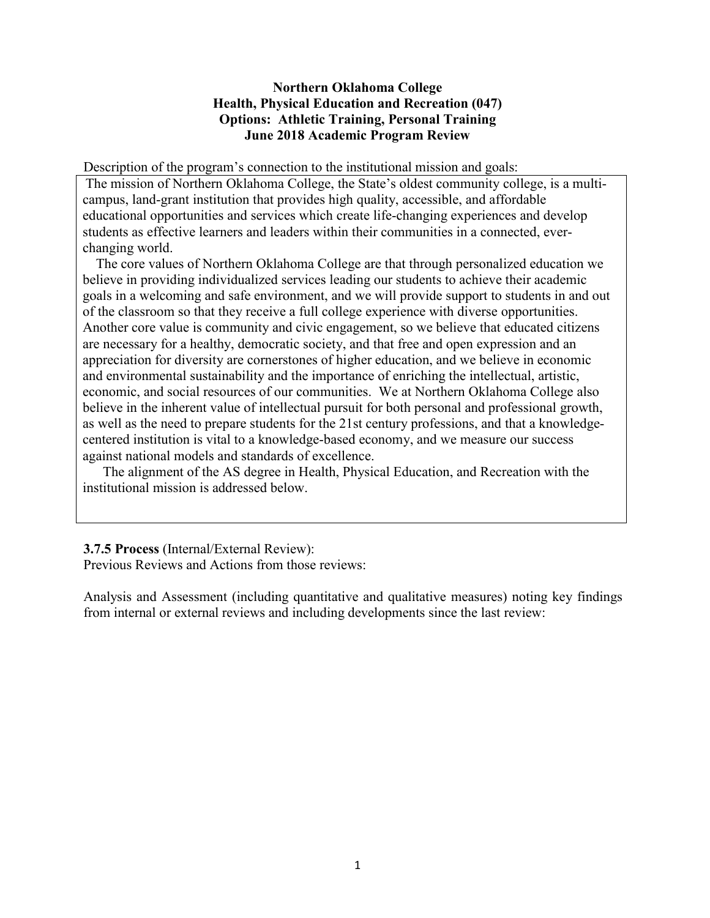**Northern Oklahoma College**
**Health, Physical Education and Recreation (047)**
**Options: Athletic Training, Personal Training**
**June 2018 Academic Program Review**

Description of the program's connection to the institutional mission and goals:

The mission of Northern Oklahoma College, the State's oldest community college, is a multi-campus, land-grant institution that provides high quality, accessible, and affordable educational opportunities and services which create life-changing experiences and develop students as effective learners and leaders within their communities in a connected, ever-changing world.

The core values of Northern Oklahoma College are that through personalized education we believe in providing individualized services leading our students to achieve their academic goals in a welcoming and safe environment, and we will provide support to students in and out of the classroom so that they receive a full college experience with diverse opportunities. Another core value is community and civic engagement, so we believe that educated citizens are necessary for a healthy, democratic society, and that free and open expression and an appreciation for diversity are cornerstones of higher education, and we believe in economic and environmental sustainability and the importance of enriching the intellectual, artistic, economic, and social resources of our communities. We at Northern Oklahoma College also believe in the inherent value of intellectual pursuit for both personal and professional growth, as well as the need to prepare students for the 21st century professions, and that a knowledge-centered institution is vital to a knowledge-based economy, and we measure our success against national models and standards of excellence.

The alignment of the AS degree in Health, Physical Education, and Recreation with the institutional mission is addressed below.

**3.7.5 Process** (Internal/External Review):

Previous Reviews and Actions from those reviews:

Analysis and Assessment (including quantitative and qualitative measures) noting key findings from internal or external reviews and including developments since the last review: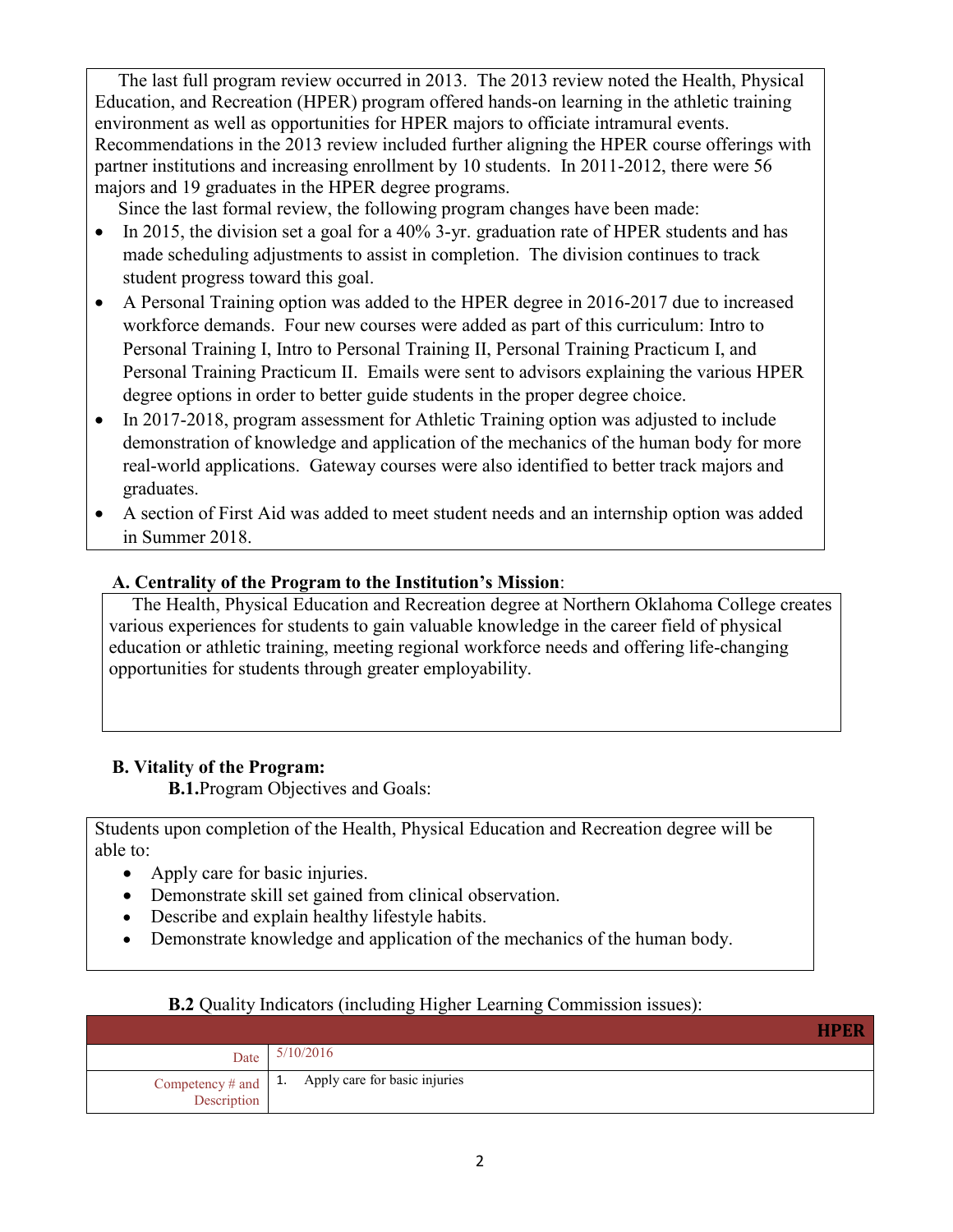The last full program review occurred in 2013. The 2013 review noted the Health, Physical Education, and Recreation (HPER) program offered hands-on learning in the athletic training environment as well as opportunities for HPER majors to officiate intramural events. Recommendations in the 2013 review included further aligning the HPER course offerings with partner institutions and increasing enrollment by 10 students. In 2011-2012, there were 56 majors and 19 graduates in the HPER degree programs.

Since the last formal review, the following program changes have been made:

- In 2015, the division set a goal for a 40% 3-yr. graduation rate of HPER students and has made scheduling adjustments to assist in completion. The division continues to track student progress toward this goal.
- A Personal Training option was added to the HPER degree in 2016-2017 due to increased workforce demands. Four new courses were added as part of this curriculum: Intro to Personal Training I, Intro to Personal Training II, Personal Training Practicum I, and Personal Training Practicum II. Emails were sent to advisors explaining the various HPER degree options in order to better guide students in the proper degree choice.
- In 2017-2018, program assessment for Athletic Training option was adjusted to include demonstration of knowledge and application of the mechanics of the human body for more real-world applications. Gateway courses were also identified to better track majors and graduates.
- A section of First Aid was added to meet student needs and an internship option was added in Summer 2018.

## A. Centrality of the Program to the Institution's Mission:

The Health, Physical Education and Recreation degree at Northern Oklahoma College creates various experiences for students to gain valuable knowledge in the career field of physical education or athletic training, meeting regional workforce needs and offering life-changing opportunities for students through greater employability.

## B. Vitality of the Program:

**B.1.** Program Objectives and Goals:

Students upon completion of the Health, Physical Education and Recreation degree will be able to:

- Apply care for basic injuries.
- Demonstrate skill set gained from clinical observation.
- Describe and explain healthy lifestyle habits.
- Demonstrate knowledge and application of the mechanics of the human body.

**B.2** Quality Indicators (including Higher Learning Commission issues):

| | **HPER** |
|---|---|
| Date | 5/10/2016 |
| Competency # and Description | 1. Apply care for basic injuries |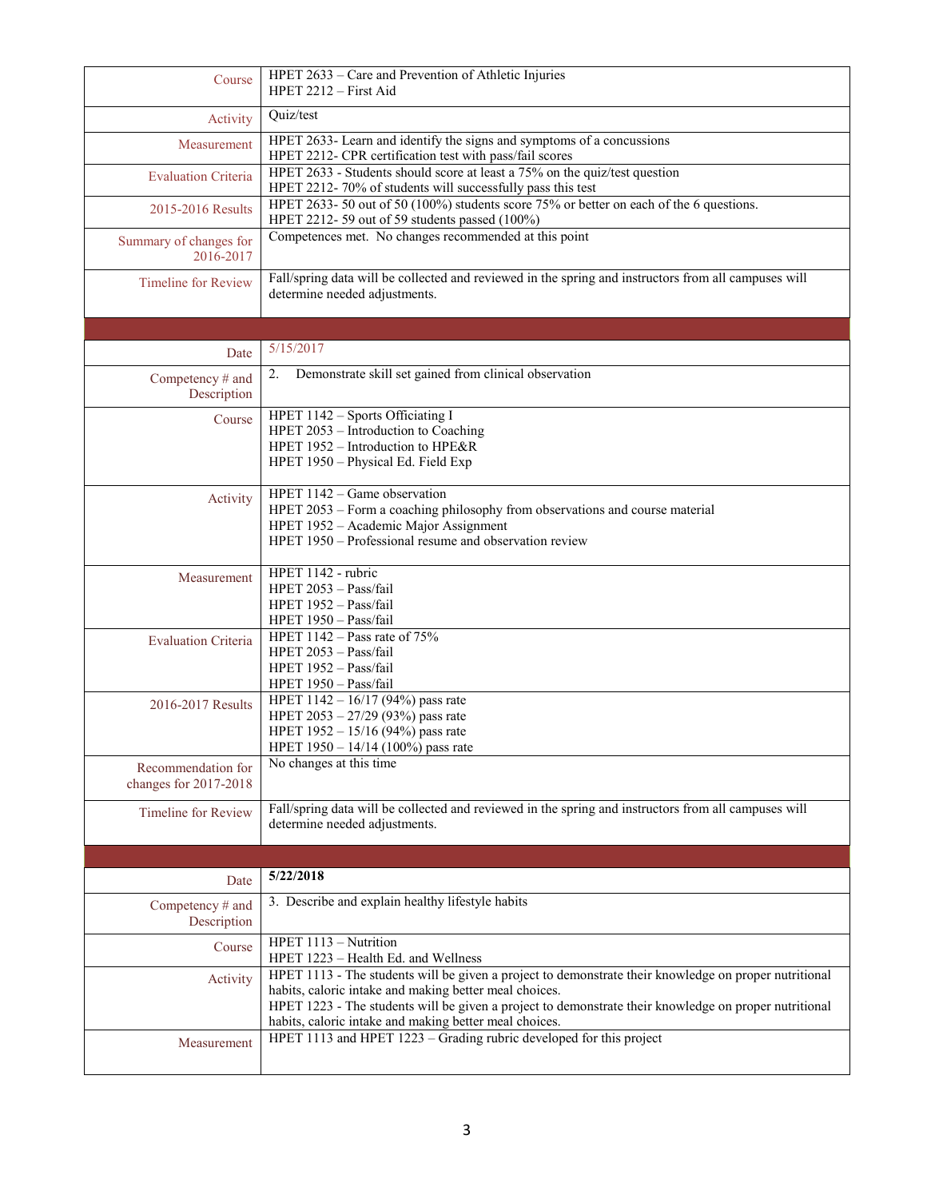| | |
|---|---|
| Course | HPET 2633 – Care and Prevention of Athletic Injuries<br>HPET 2212 – First Aid |
| Activity | Quiz/test |
| Measurement | HPET 2633- Learn and identify the signs and symptoms of a concussions<br>HPET 2212- CPR certification test with pass/fail scores |
| Evaluation Criteria | HPET 2633 - Students should score at least a 75% on the quiz/test question<br>HPET 2212- 70% of students will successfully pass this test |
| 2015-2016 Results | HPET 2633- 50 out of 50 (100%) students score 75% or better on each of the 6 questions.<br>HPET 2212- 59 out of 59 students passed (100%) |
| Summary of changes for 2016-2017 | Competences met. No changes recommended at this point |
| Timeline for Review | Fall/spring data will be collected and reviewed in the spring and instructors from all campuses will determine needed adjustments. |

| | |
|---|---|
| Date | 5/15/2017 |
| Competency # and Description | 2. Demonstrate skill set gained from clinical observation |
| Course | HPET 1142 – Sports Officiating I<br>HPET 2053 – Introduction to Coaching<br>HPET 1952 – Introduction to HPE&R<br>HPET 1950 – Physical Ed. Field Exp |
| Activity | HPET 1142 – Game observation<br>HPET 2053 – Form a coaching philosophy from observations and course material<br>HPET 1952 – Academic Major Assignment<br>HPET 1950 – Professional resume and observation review |
| Measurement | HPET 1142 - rubric<br>HPET 2053 – Pass/fail<br>HPET 1952 – Pass/fail<br>HPET 1950 – Pass/fail |
| Evaluation Criteria | HPET 1142 – Pass rate of 75%<br>HPET 2053 – Pass/fail<br>HPET 1952 – Pass/fail<br>HPET 1950 – Pass/fail |
| 2016-2017 Results | HPET 1142 – 16/17 (94%) pass rate<br>HPET 2053 – 27/29 (93%) pass rate<br>HPET 1952 – 15/16 (94%) pass rate<br>HPET 1950 – 14/14 (100%) pass rate |
| Recommendation for changes for 2017-2018 | No changes at this time |
| Timeline for Review | Fall/spring data will be collected and reviewed in the spring and instructors from all campuses will determine needed adjustments. |

| | |
|---|---|
| Date | **5/22/2018** |
| Competency # and Description | 3. Describe and explain healthy lifestyle habits |
| Course | HPET 1113 – Nutrition<br>HPET 1223 – Health Ed. and Wellness |
| Activity | HPET 1113 - The students will be given a project to demonstrate their knowledge on proper nutritional habits, caloric intake and making better meal choices.<br>HPET 1223 - The students will be given a project to demonstrate their knowledge on proper nutritional habits, caloric intake and making better meal choices. |
| Measurement | HPET 1113 and HPET 1223 – Grading rubric developed for this project |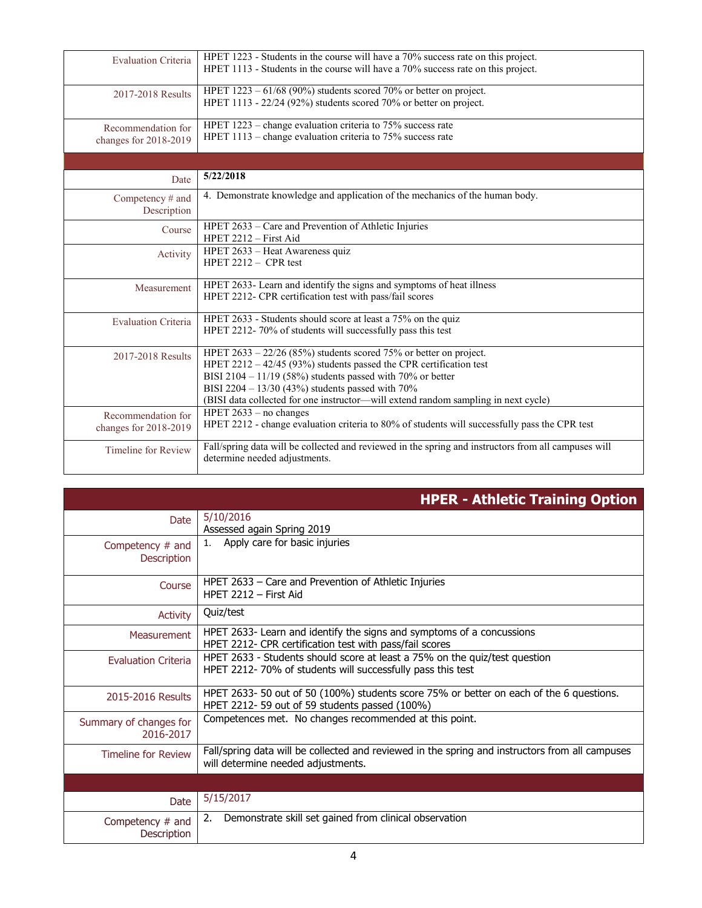| | |
|---|---|
| Evaluation Criteria | HPET 1223 - Students in the course will have a 70% success rate on this project.<br>HPET 1113 - Students in the course will have a 70% success rate on this project. |
| 2017-2018 Results | HPET 1223 – 61/68 (90%) students scored 70% or better on project.<br>HPET 1113 - 22/24 (92%) students scored 70% or better on project. |
| Recommendation for changes for 2018-2019 | HPET 1223 – change evaluation criteria to 75% success rate<br>HPET 1113 – change evaluation criteria to 75% success rate |

| | |
|---|---|
| Date | **5/22/2018** |
| Competency # and Description | 4. Demonstrate knowledge and application of the mechanics of the human body. |
| Course | HPET 2633 – Care and Prevention of Athletic Injuries<br>HPET 2212 – First Aid |
| Activity | HPET 2633 – Heat Awareness quiz<br>HPET 2212 – CPR test |
| Measurement | HPET 2633- Learn and identify the signs and symptoms of heat illness<br>HPET 2212- CPR certification test with pass/fail scores |
| Evaluation Criteria | HPET 2633 - Students should score at least a 75% on the quiz<br>HPET 2212- 70% of students will successfully pass this test |
| 2017-2018 Results | HPET 2633 – 22/26 (85%) students scored 75% or better on project.<br>HPET 2212 – 42/45 (93%) students passed the CPR certification test<br>BISI 2104 – 11/19 (58%) students passed with 70% or better<br>BISI 2204 – 13/30 (43%) students passed with 70%<br>(BISI data collected for one instructor—will extend random sampling in next cycle) |
| Recommendation for changes for 2018-2019 | HPET 2633 – no changes<br>HPET 2212 - change evaluation criteria to 80% of students will successfully pass the CPR test |
| Timeline for Review | Fall/spring data will be collected and reviewed in the spring and instructors from all campuses will determine needed adjustments. |

## HPER - Athletic Training Option

| | |
|---|---|
| Date | 5/10/2016<br>Assessed again Spring 2019 |
| Competency # and Description | 1. Apply care for basic injuries |
| Course | HPET 2633 – Care and Prevention of Athletic Injuries<br>HPET 2212 – First Aid |
| Activity | Quiz/test |
| Measurement | HPET 2633- Learn and identify the signs and symptoms of a concussions<br>HPET 2212- CPR certification test with pass/fail scores |
| Evaluation Criteria | HPET 2633 - Students should score at least a 75% on the quiz/test question<br>HPET 2212- 70% of students will successfully pass this test |
| 2015-2016 Results | HPET 2633- 50 out of 50 (100%) students score 75% or better on each of the 6 questions.<br>HPET 2212- 59 out of 59 students passed (100%) |
| Summary of changes for 2016-2017 | Competences met. No changes recommended at this point. |
| Timeline for Review | Fall/spring data will be collected and reviewed in the spring and instructors from all campuses will determine needed adjustments. |

| | |
|---|---|
| Date | 5/15/2017 |
| Competency # and Description | 2. Demonstrate skill set gained from clinical observation |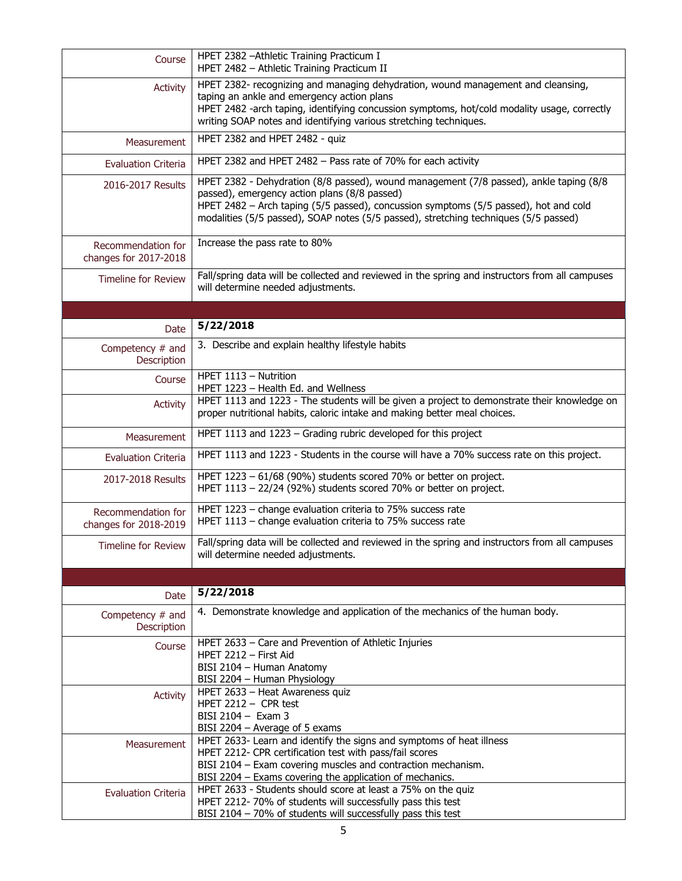| | |
|---|---|
| Course | HPET 2382 –Athletic Training Practicum I<br>HPET 2482 – Athletic Training Practicum II |
| Activity | HPET 2382- recognizing and managing dehydration, wound management and cleansing, taping an ankle and emergency action plans<br>HPET 2482 -arch taping, identifying concussion symptoms, hot/cold modality usage, correctly writing SOAP notes and identifying various stretching techniques. |
| Measurement | HPET 2382 and HPET 2482 - quiz |
| Evaluation Criteria | HPET 2382 and HPET 2482 – Pass rate of 70% for each activity |
| 2016-2017 Results | HPET 2382 - Dehydration (8/8 passed), wound management (7/8 passed), ankle taping (8/8 passed), emergency action plans (8/8 passed)<br>HPET 2482 – Arch taping (5/5 passed), concussion symptoms (5/5 passed), hot and cold modalities (5/5 passed), SOAP notes (5/5 passed), stretching techniques (5/5 passed) |
| Recommendation for changes for 2017-2018 | Increase the pass rate to 80% |
| Timeline for Review | Fall/spring data will be collected and reviewed in the spring and instructors from all campuses will determine needed adjustments. |

| | |
|---|---|
| Date | **5/22/2018** |
| Competency # and Description | 3. Describe and explain healthy lifestyle habits |
| Course | HPET 1113 – Nutrition<br>HPET 1223 – Health Ed. and Wellness |
| Activity | HPET 1113 and 1223 - The students will be given a project to demonstrate their knowledge on proper nutritional habits, caloric intake and making better meal choices. |
| Measurement | HPET 1113 and 1223 – Grading rubric developed for this project |
| Evaluation Criteria | HPET 1113 and 1223 - Students in the course will have a 70% success rate on this project. |
| 2017-2018 Results | HPET 1223 – 61/68 (90%) students scored 70% or better on project.<br>HPET 1113 – 22/24 (92%) students scored 70% or better on project. |
| Recommendation for changes for 2018-2019 | HPET 1223 – change evaluation criteria to 75% success rate<br>HPET 1113 – change evaluation criteria to 75% success rate |
| Timeline for Review | Fall/spring data will be collected and reviewed in the spring and instructors from all campuses will determine needed adjustments. |

| | |
|---|---|
| Date | **5/22/2018** |
| Competency # and Description | 4. Demonstrate knowledge and application of the mechanics of the human body. |
| Course | HPET 2633 – Care and Prevention of Athletic Injuries<br>HPET 2212 – First Aid<br>BISI 2104 – Human Anatomy<br>BISI 2204 – Human Physiology |
| Activity | HPET 2633 – Heat Awareness quiz<br>HPET 2212 – CPR test<br>BISI 2104 – Exam 3<br>BISI 2204 – Average of 5 exams |
| Measurement | HPET 2633- Learn and identify the signs and symptoms of heat illness<br>HPET 2212- CPR certification test with pass/fail scores<br>BISI 2104 – Exam covering muscles and contraction mechanism.<br>BISI 2204 – Exams covering the application of mechanics. |
| Evaluation Criteria | HPET 2633 - Students should score at least a 75% on the quiz<br>HPET 2212- 70% of students will successfully pass this test<br>BISI 2104 – 70% of students will successfully pass this test |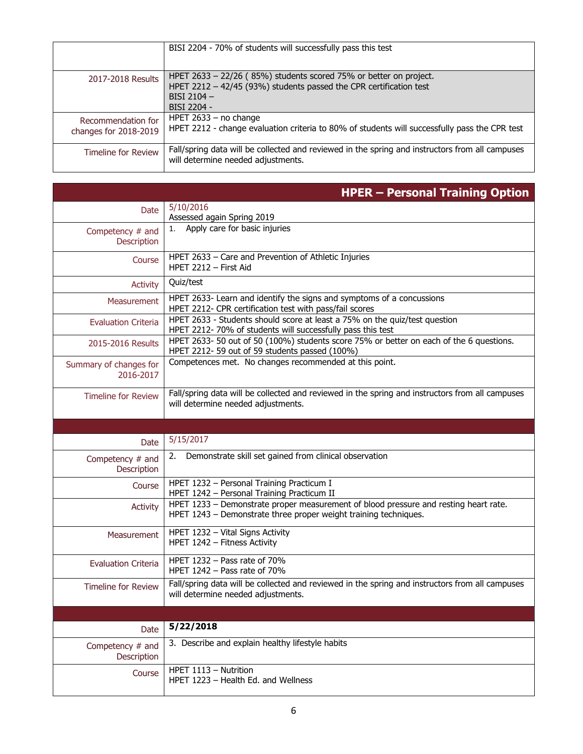| | |
|---|---|
| | BISI 2204 - 70% of students will successfully pass this test |
| 2017-2018 Results | HPET 2633 – 22/26 ( 85%) students scored 75% or better on project.<br>HPET 2212 – 42/45 (93%) students passed the CPR certification test<br>BISI 2104 –<br>BISI 2204 - |
| Recommendation for changes for 2018-2019 | HPET 2633 – no change<br>HPET 2212 - change evaluation criteria to 80% of students will successfully pass the CPR test |
| Timeline for Review | Fall/spring data will be collected and reviewed in the spring and instructors from all campuses will determine needed adjustments. |

## HPER – Personal Training Option

| | |
|---|---|
| Date | 5/10/2016<br>Assessed again Spring 2019 |
| Competency # and Description | 1. Apply care for basic injuries |
| Course | HPET 2633 – Care and Prevention of Athletic Injuries<br>HPET 2212 – First Aid |
| Activity | Quiz/test |
| Measurement | HPET 2633- Learn and identify the signs and symptoms of a concussions<br>HPET 2212- CPR certification test with pass/fail scores |
| Evaluation Criteria | HPET 2633 - Students should score at least a 75% on the quiz/test question<br>HPET 2212- 70% of students will successfully pass this test |
| 2015-2016 Results | HPET 2633- 50 out of 50 (100%) students score 75% or better on each of the 6 questions.<br>HPET 2212- 59 out of 59 students passed (100%) |
| Summary of changes for 2016-2017 | Competences met. No changes recommended at this point. |
| Timeline for Review | Fall/spring data will be collected and reviewed in the spring and instructors from all campuses will determine needed adjustments. |

| | |
|---|---|
| Date | 5/15/2017 |
| Competency # and Description | 2. Demonstrate skill set gained from clinical observation |
| Course | HPET 1232 – Personal Training Practicum I<br>HPET 1242 – Personal Training Practicum II |
| Activity | HPET 1233 – Demonstrate proper measurement of blood pressure and resting heart rate.<br>HPET 1243 – Demonstrate three proper weight training techniques. |
| Measurement | HPET 1232 – Vital Signs Activity<br>HPET 1242 – Fitness Activity |
| Evaluation Criteria | HPET 1232 – Pass rate of 70%<br>HPET 1242 – Pass rate of 70% |
| Timeline for Review | Fall/spring data will be collected and reviewed in the spring and instructors from all campuses will determine needed adjustments. |

| | |
|---|---|
| Date | **5/22/2018** |
| Competency # and Description | 3. Describe and explain healthy lifestyle habits |
| Course | HPET 1113 – Nutrition<br>HPET 1223 – Health Ed. and Wellness |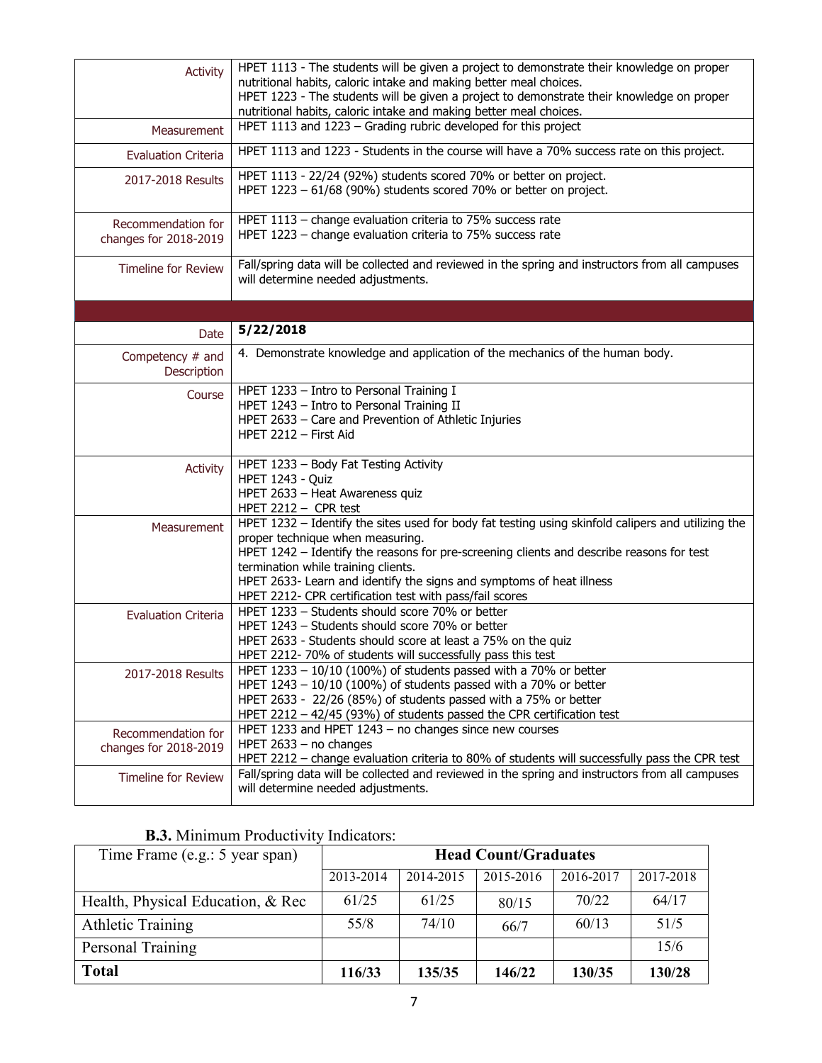| | |
|---|---|
| Activity | HPET 1113 - The students will be given a project to demonstrate their knowledge on proper nutritional habits, caloric intake and making better meal choices.<br>HPET 1223 - The students will be given a project to demonstrate their knowledge on proper nutritional habits, caloric intake and making better meal choices. |
| Measurement | HPET 1113 and 1223 – Grading rubric developed for this project |
| Evaluation Criteria | HPET 1113 and 1223 - Students in the course will have a 70% success rate on this project. |
| 2017-2018 Results | HPET 1113 - 22/24 (92%) students scored 70% or better on project.<br>HPET 1223 – 61/68 (90%) students scored 70% or better on project. |
| Recommendation for changes for 2018-2019 | HPET 1113 – change evaluation criteria to 75% success rate<br>HPET 1223 – change evaluation criteria to 75% success rate |
| Timeline for Review | Fall/spring data will be collected and reviewed in the spring and instructors from all campuses will determine needed adjustments. |

| | |
|---|---|
| Date | **5/22/2018** |
| Competency # and Description | 4. Demonstrate knowledge and application of the mechanics of the human body. |
| Course | HPET 1233 – Intro to Personal Training I<br>HPET 1243 – Intro to Personal Training II<br>HPET 2633 – Care and Prevention of Athletic Injuries<br>HPET 2212 – First Aid |
| Activity | HPET 1233 – Body Fat Testing Activity<br>HPET 1243 - Quiz<br>HPET 2633 – Heat Awareness quiz<br>HPET 2212 – CPR test |
| Measurement | HPET 1232 – Identify the sites used for body fat testing using skinfold calipers and utilizing the proper technique when measuring.<br>HPET 1242 – Identify the reasons for pre-screening clients and describe reasons for test termination while training clients.<br>HPET 2633- Learn and identify the signs and symptoms of heat illness<br>HPET 2212- CPR certification test with pass/fail scores |
| Evaluation Criteria | HPET 1233 – Students should score 70% or better<br>HPET 1243 – Students should score 70% or better<br>HPET 2633 - Students should score at least a 75% on the quiz<br>HPET 2212- 70% of students will successfully pass this test |
| 2017-2018 Results | HPET 1233 – 10/10 (100%) of students passed with a 70% or better<br>HPET 1243 – 10/10 (100%) of students passed with a 70% or better<br>HPET 2633 - 22/26 (85%) of students passed with a 75% or better<br>HPET 2212 – 42/45 (93%) of students passed the CPR certification test |
| Recommendation for changes for 2018-2019 | HPET 1233 and HPET 1243 – no changes since new courses<br>HPET 2633 – no changes<br>HPET 2212 – change evaluation criteria to 80% of students will successfully pass the CPR test |
| Timeline for Review | Fall/spring data will be collected and reviewed in the spring and instructors from all campuses will determine needed adjustments. |

**B.3.** Minimum Productivity Indicators:

| Time Frame (e.g.: 5 year span) | **Head Count/Graduates** | | | | |
|---|---|---|---|---|---|
| | 2013-2014 | 2014-2015 | 2015-2016 | 2016-2017 | 2017-2018 |
| Health, Physical Education, & Rec | 61/25 | 61/25 | 80/15 | 70/22 | 64/17 |
| Athletic Training | 55/8 | 74/10 | 66/7 | 60/13 | 51/5 |
| Personal Training | | | | | 15/6 |
| **Total** | **116/33** | **135/35** | **146/22** | **130/35** | **130/28** |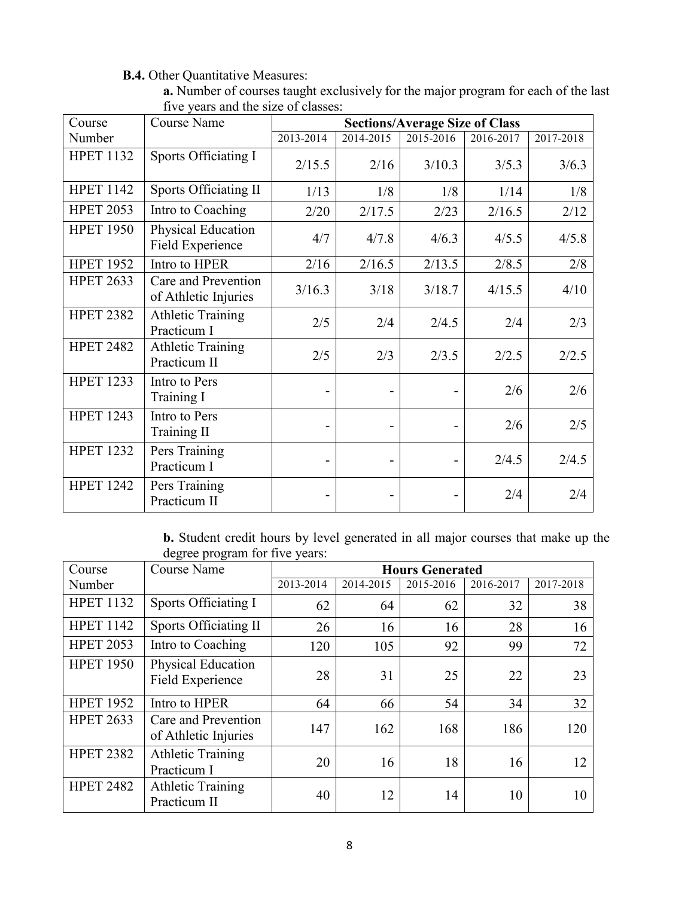**B.4.** Other Quantitative Measures:

**a.** Number of courses taught exclusively for the major program for each of the last five years and the size of classes:

| Course Number | Course Name | Sections/Average Size of Class | | | | |
|---|---|---|---|---|---|---|
| | | 2013-2014 | 2014-2015 | 2015-2016 | 2016-2017 | 2017-2018 |
| HPET 1132 | Sports Officiating I | 2/15.5 | 2/16 | 3/10.3 | 3/5.3 | 3/6.3 |
| HPET 1142 | Sports Officiating II | 1/13 | 1/8 | 1/8 | 1/14 | 1/8 |
| HPET 2053 | Intro to Coaching | 2/20 | 2/17.5 | 2/23 | 2/16.5 | 2/12 |
| HPET 1950 | Physical Education Field Experience | 4/7 | 4/7.8 | 4/6.3 | 4/5.5 | 4/5.8 |
| HPET 1952 | Intro to HPER | 2/16 | 2/16.5 | 2/13.5 | 2/8.5 | 2/8 |
| HPET 2633 | Care and Prevention of Athletic Injuries | 3/16.3 | 3/18 | 3/18.7 | 4/15.5 | 4/10 |
| HPET 2382 | Athletic Training Practicum I | 2/5 | 2/4 | 2/4.5 | 2/4 | 2/3 |
| HPET 2482 | Athletic Training Practicum II | 2/5 | 2/3 | 2/3.5 | 2/2.5 | 2/2.5 |
| HPET 1233 | Intro to Pers Training I | - | - | - | 2/6 | 2/6 |
| HPET 1243 | Intro to Pers Training II | - | - | - | 2/6 | 2/5 |
| HPET 1232 | Pers Training Practicum I | - | - | - | 2/4.5 | 2/4.5 |
| HPET 1242 | Pers Training Practicum II | - | - | - | 2/4 | 2/4 |

**b.** Student credit hours by level generated in all major courses that make up the degree program for five years:

| Course Number | Course Name | Hours Generated | | | | |
|---|---|---|---|---|---|---|
| | | 2013-2014 | 2014-2015 | 2015-2016 | 2016-2017 | 2017-2018 |
| HPET 1132 | Sports Officiating I | 62 | 64 | 62 | 32 | 38 |
| HPET 1142 | Sports Officiating II | 26 | 16 | 16 | 28 | 16 |
| HPET 2053 | Intro to Coaching | 120 | 105 | 92 | 99 | 72 |
| HPET 1950 | Physical Education Field Experience | 28 | 31 | 25 | 22 | 23 |
| HPET 1952 | Intro to HPER | 64 | 66 | 54 | 34 | 32 |
| HPET 2633 | Care and Prevention of Athletic Injuries | 147 | 162 | 168 | 186 | 120 |
| HPET 2382 | Athletic Training Practicum I | 20 | 16 | 18 | 16 | 12 |
| HPET 2482 | Athletic Training Practicum II | 40 | 12 | 14 | 10 | 10 |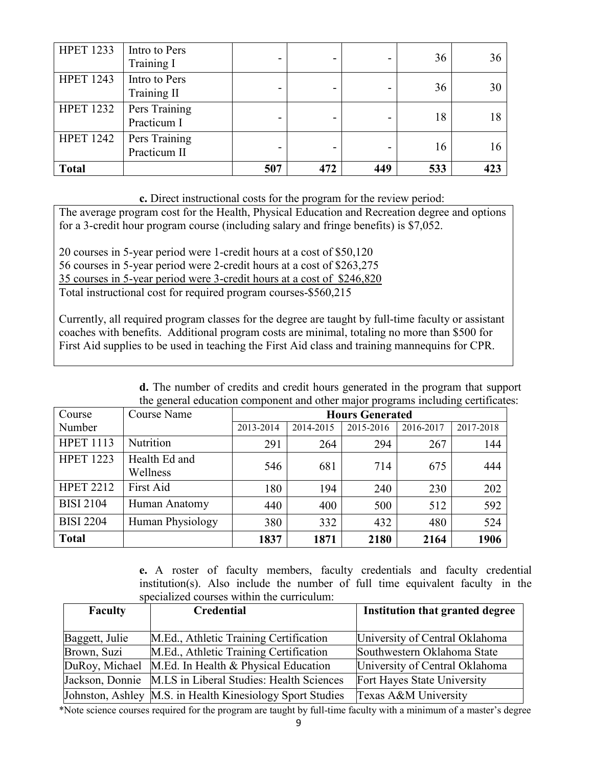| HPET 1233 | Intro to Pers Training I | - | - | - | 36 | 36 |
|---|---|---|---|---|---|---|
| HPET 1243 | Intro to Pers Training II | - | - | - | 36 | 30 |
| HPET 1232 | Pers Training Practicum I | - | - | - | 18 | 18 |
| HPET 1242 | Pers Training Practicum II | - | - | - | 16 | 16 |
| **Total** | | **507** | **472** | **449** | **533** | **423** |

**c.** Direct instructional costs for the program for the review period:

The average program cost for the Health, Physical Education and Recreation degree and options for a 3-credit hour program course (including salary and fringe benefits) is $7,052.

20 courses in 5-year period were 1-credit hours at a cost of $50,120
56 courses in 5-year period were 2-credit hours at a cost of $263,275
35 courses in 5-year period were 3-credit hours at a cost of $246,820
Total instructional cost for required program courses-$560,215

Currently, all required program classes for the degree are taught by full-time faculty or assistant coaches with benefits. Additional program costs are minimal, totaling no more than $500 for First Aid supplies to be used in teaching the First Aid class and training mannequins for CPR.

**d.** The number of credits and credit hours generated in the program that support the general education component and other major programs including certificates:

| Course Number | Course Name | **Hours Generated** | | | | |
|---|---|---|---|---|---|---|
| | | 2013-2014 | 2014-2015 | 2015-2016 | 2016-2017 | 2017-2018 |
| HPET 1113 | Nutrition | 291 | 264 | 294 | 267 | 144 |
| HPET 1223 | Health Ed and Wellness | 546 | 681 | 714 | 675 | 444 |
| HPET 2212 | First Aid | 180 | 194 | 240 | 230 | 202 |
| BISI 2104 | Human Anatomy | 440 | 400 | 500 | 512 | 592 |
| BISI 2204 | Human Physiology | 380 | 332 | 432 | 480 | 524 |
| **Total** | | **1837** | **1871** | **2180** | **2164** | **1906** |

**e.** A roster of faculty members, faculty credentials and faculty credential institution(s). Also include the number of full time equivalent faculty in the specialized courses within the curriculum:

| **Faculty** | **Credential** | **Institution that granted degree** |
|---|---|---|
| Baggett, Julie | M.Ed., Athletic Training Certification | University of Central Oklahoma |
| Brown, Suzi | M.Ed., Athletic Training Certification | Southwestern Oklahoma State |
| DuRoy, Michael | M.Ed. In Health & Physical Education | University of Central Oklahoma |
| Jackson, Donnie | M.LS in Liberal Studies: Health Sciences | Fort Hayes State University |
| Johnston, Ashley | M.S. in Health Kinesiology Sport Studies | Texas A&M University |

*Note science courses required for the program are taught by full-time faculty with a minimum of a master's degree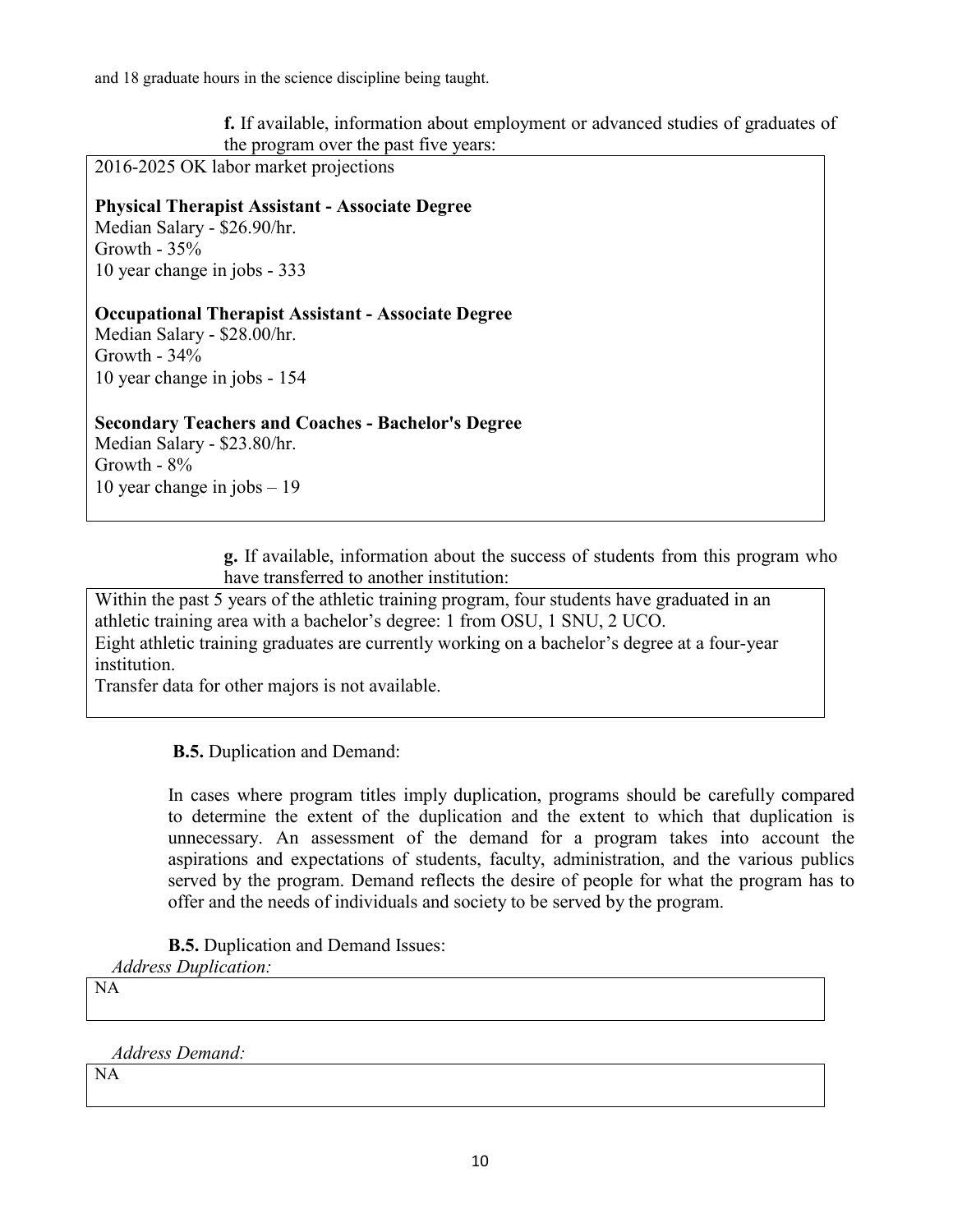and 18 graduate hours in the science discipline being taught.

**f.** If available, information about employment or advanced studies of graduates of the program over the past five years:

2016-2025 OK labor market projections

**Physical Therapist Assistant - Associate Degree**
Median Salary - $26.90/hr.
Growth - 35%
10 year change in jobs - 333

**Occupational Therapist Assistant - Associate Degree**
Median Salary - $28.00/hr.
Growth - 34%
10 year change in jobs - 154

**Secondary Teachers and Coaches - Bachelor's Degree**
Median Salary - $23.80/hr.
Growth - 8%
10 year change in jobs – 19

**g.** If available, information about the success of students from this program who have transferred to another institution:

Within the past 5 years of the athletic training program, four students have graduated in an athletic training area with a bachelor's degree: 1 from OSU, 1 SNU, 2 UCO.
Eight athletic training graduates are currently working on a bachelor's degree at a four-year institution.
Transfer data for other majors is not available.

**B.5.** Duplication and Demand:

In cases where program titles imply duplication, programs should be carefully compared to determine the extent of the duplication and the extent to which that duplication is unnecessary. An assessment of the demand for a program takes into account the aspirations and expectations of students, faculty, administration, and the various publics served by the program. Demand reflects the desire of people for what the program has to offer and the needs of individuals and society to be served by the program.

**B.5.** Duplication and Demand Issues:

*Address Duplication:*

NA

*Address Demand:*

NA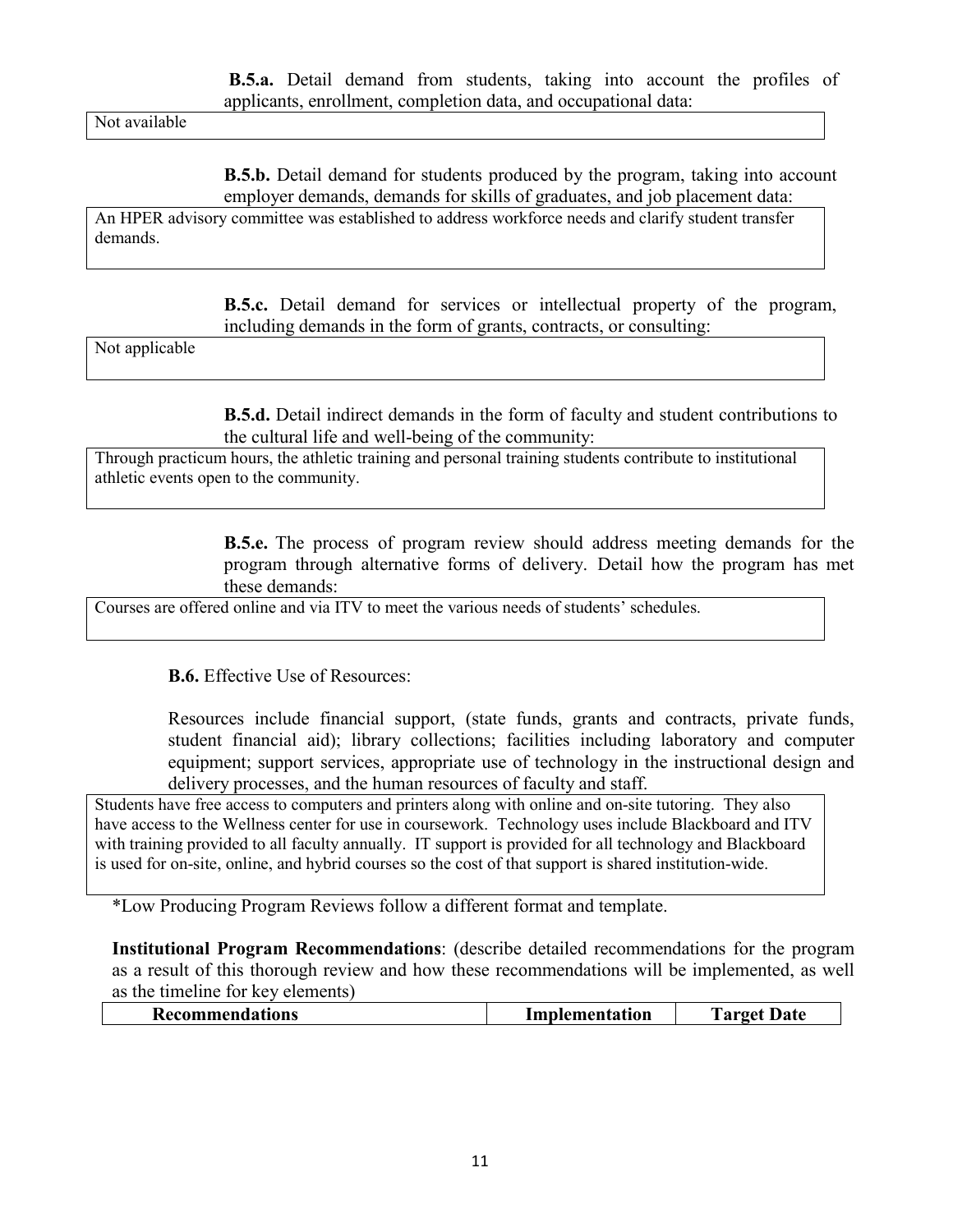**B.5.a.** Detail demand from students, taking into account the profiles of applicants, enrollment, completion data, and occupational data:

Not available

**B.5.b.** Detail demand for students produced by the program, taking into account employer demands, demands for skills of graduates, and job placement data:

An HPER advisory committee was established to address workforce needs and clarify student transfer demands.

**B.5.c.** Detail demand for services or intellectual property of the program, including demands in the form of grants, contracts, or consulting:

Not applicable

**B.5.d.** Detail indirect demands in the form of faculty and student contributions to the cultural life and well-being of the community:

Through practicum hours, the athletic training and personal training students contribute to institutional athletic events open to the community.

**B.5.e.** The process of program review should address meeting demands for the program through alternative forms of delivery. Detail how the program has met these demands:

Courses are offered online and via ITV to meet the various needs of students' schedules.

**B.6.** Effective Use of Resources:

Resources include financial support, (state funds, grants and contracts, private funds, student financial aid); library collections; facilities including laboratory and computer equipment; support services, appropriate use of technology in the instructional design and delivery processes, and the human resources of faculty and staff.

Students have free access to computers and printers along with online and on-site tutoring. They also have access to the Wellness center for use in coursework. Technology uses include Blackboard and ITV with training provided to all faculty annually. IT support is provided for all technology and Blackboard is used for on-site, online, and hybrid courses so the cost of that support is shared institution-wide.

*Low Producing Program Reviews follow a different format and template.

**Institutional Program Recommendations**: (describe detailed recommendations for the program as a result of this thorough review and how these recommendations will be implemented, as well as the timeline for key elements)

| Recommendations | Implementation | Target Date |
|---|---|---|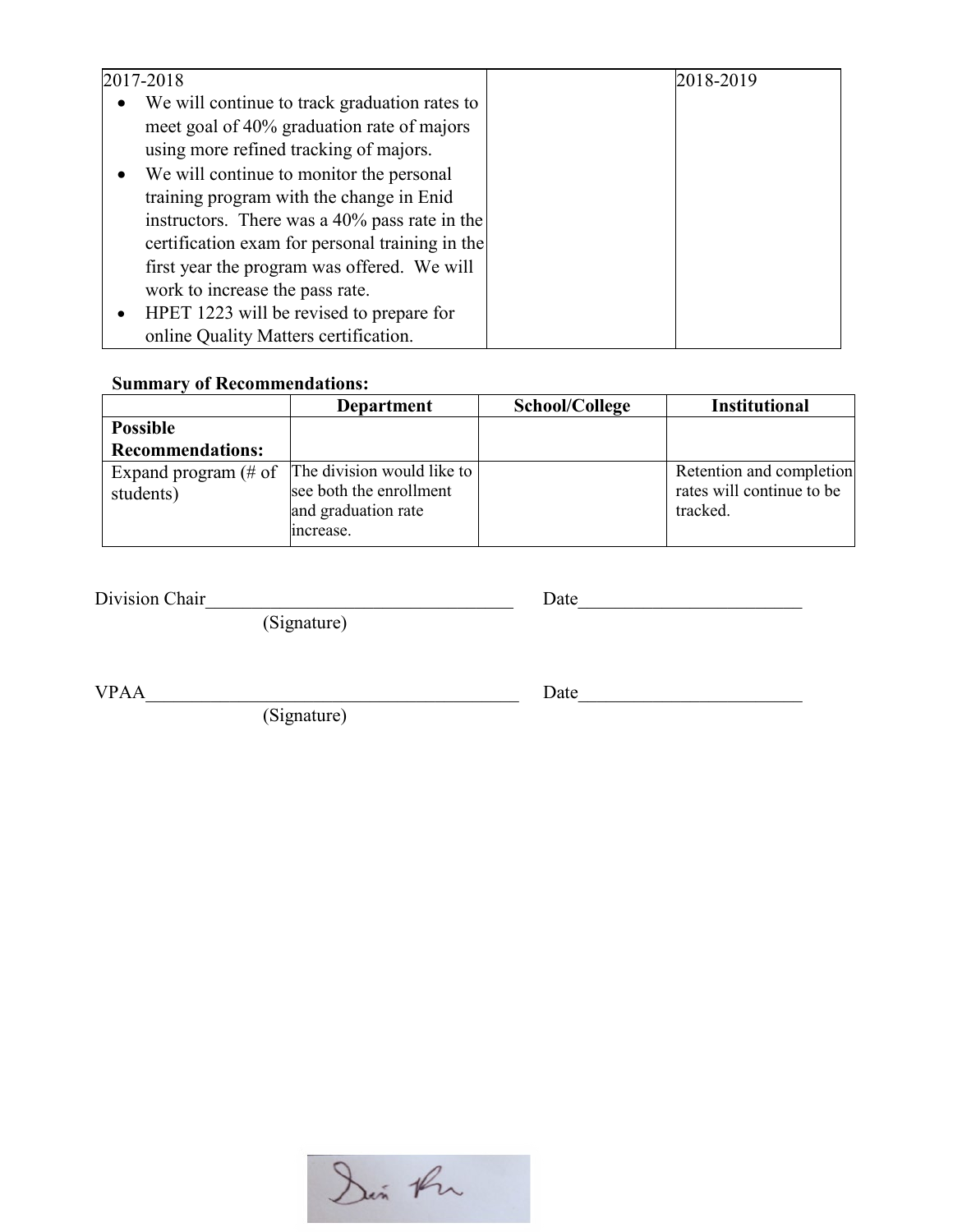| | | |
|---|---|---|
| 2017-2018<br>• We will continue to track graduation rates to meet goal of 40% graduation rate of majors using more refined tracking of majors.<br>• We will continue to monitor the personal training program with the change in Enid instructors. There was a 40% pass rate in the certification exam for personal training in the first year the program was offered. We will work to increase the pass rate.<br>• HPET 1223 will be revised to prepare for online Quality Matters certification. | | 2018-2019 |

**Summary of Recommendations:**

| | Department | School/College | Institutional |
|---|---|---|---|
| **Possible Recommendations:** | | | |
| Expand program (# of students) | The division would like to see both the enrollment and graduation rate increase. | | Retention and completion rates will continue to be tracked. |

Division Chair________________________________ Date______________________
(Signature)

VPAA______________________________________ Date______________________
(Signature)